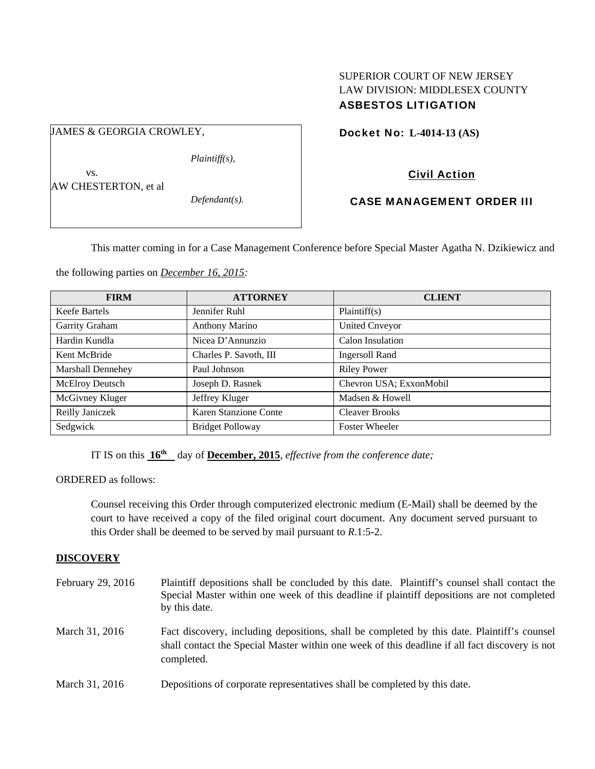SUPERIOR COURT OF NEW JERSEY
LAW DIVISION: MIDDLESEX COUNTY
**ASBESTOS LITIGATION**

JAMES & GEORGIA CROWLEY,

*Plaintiff(s),*

vs.

AW CHESTERTON, et al

*Defendant(s).*

**Docket No: L-4014-13 (AS)**

**Civil Action**

**CASE MANAGEMENT ORDER III**

This matter coming in for a Case Management Conference before Special Master Agatha N. Dzikiewicz and the following parties on *December 16, 2015:*

| FIRM | ATTORNEY | CLIENT |
| --- | --- | --- |
| Keefe Bartels | Jennifer Ruhl | Plaintiff(s) |
| Garrity Graham | Anthony Marino | United Cnveyor |
| Hardin Kundla | Nicea D'Annunzio | Calon Insulation |
| Kent McBride | Charles P. Savoth, III | Ingersoll Rand |
| Marshall Dennehey | Paul Johnson | Riley Power |
| McElroy Deutsch | Joseph D. Rasnek | Chevron USA; ExxonMobil |
| McGivney Kluger | Jeffrey Kluger | Madsen & Howell |
| Reilly Janiczek | Karen Stanzione Conte | Cleaver Brooks |
| Sedgwick | Bridget Polloway | Foster Wheeler |

IT IS on this **16th** day of **December, 2015**, *effective from the conference date;*

ORDERED as follows:

Counsel receiving this Order through computerized electronic medium (E-Mail) shall be deemed by the court to have received a copy of the filed original court document. Any document served pursuant to this Order shall be deemed to be served by mail pursuant to *R*.1:5-2.

**DISCOVERY**

February 29, 2016 Plaintiff depositions shall be concluded by this date. Plaintiff's counsel shall contact the Special Master within one week of this deadline if plaintiff depositions are not completed by this date.

March 31, 2016 Fact discovery, including depositions, shall be completed by this date. Plaintiff's counsel shall contact the Special Master within one week of this deadline if all fact discovery is not completed.

March 31, 2016 Depositions of corporate representatives shall be completed by this date.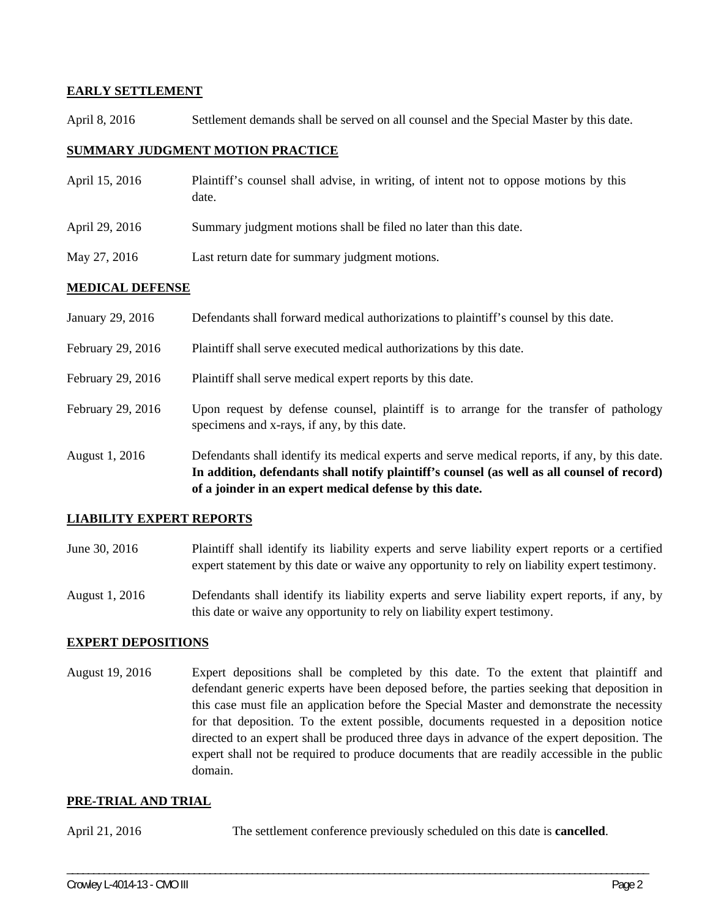**EARLY SETTLEMENT**

April 8, 2016 Settlement demands shall be served on all counsel and the Special Master by this date.

**SUMMARY JUDGMENT MOTION PRACTICE**

April 15, 2016 Plaintiff's counsel shall advise, in writing, of intent not to oppose motions by this date.

April 29, 2016 Summary judgment motions shall be filed no later than this date.

May 27, 2016 Last return date for summary judgment motions.

**MEDICAL DEFENSE**

January 29, 2016 Defendants shall forward medical authorizations to plaintiff's counsel by this date.

February 29, 2016 Plaintiff shall serve executed medical authorizations by this date.

February 29, 2016 Plaintiff shall serve medical expert reports by this date.

February 29, 2016 Upon request by defense counsel, plaintiff is to arrange for the transfer of pathology specimens and x-rays, if any, by this date.

August 1, 2016 Defendants shall identify its medical experts and serve medical reports, if any, by this date. **In addition, defendants shall notify plaintiff's counsel (as well as all counsel of record) of a joinder in an expert medical defense by this date.**

**LIABILITY EXPERT REPORTS**

June 30, 2016 Plaintiff shall identify its liability experts and serve liability expert reports or a certified expert statement by this date or waive any opportunity to rely on liability expert testimony.

August 1, 2016 Defendants shall identify its liability experts and serve liability expert reports, if any, by this date or waive any opportunity to rely on liability expert testimony.

**EXPERT DEPOSITIONS**

August 19, 2016 Expert depositions shall be completed by this date. To the extent that plaintiff and defendant generic experts have been deposed before, the parties seeking that deposition in this case must file an application before the Special Master and demonstrate the necessity for that deposition. To the extent possible, documents requested in a deposition notice directed to an expert shall be produced three days in advance of the expert deposition. The expert shall not be required to produce documents that are readily accessible in the public domain.

**PRE-TRIAL AND TRIAL**

April 21, 2016 The settlement conference previously scheduled on this date is **cancelled**.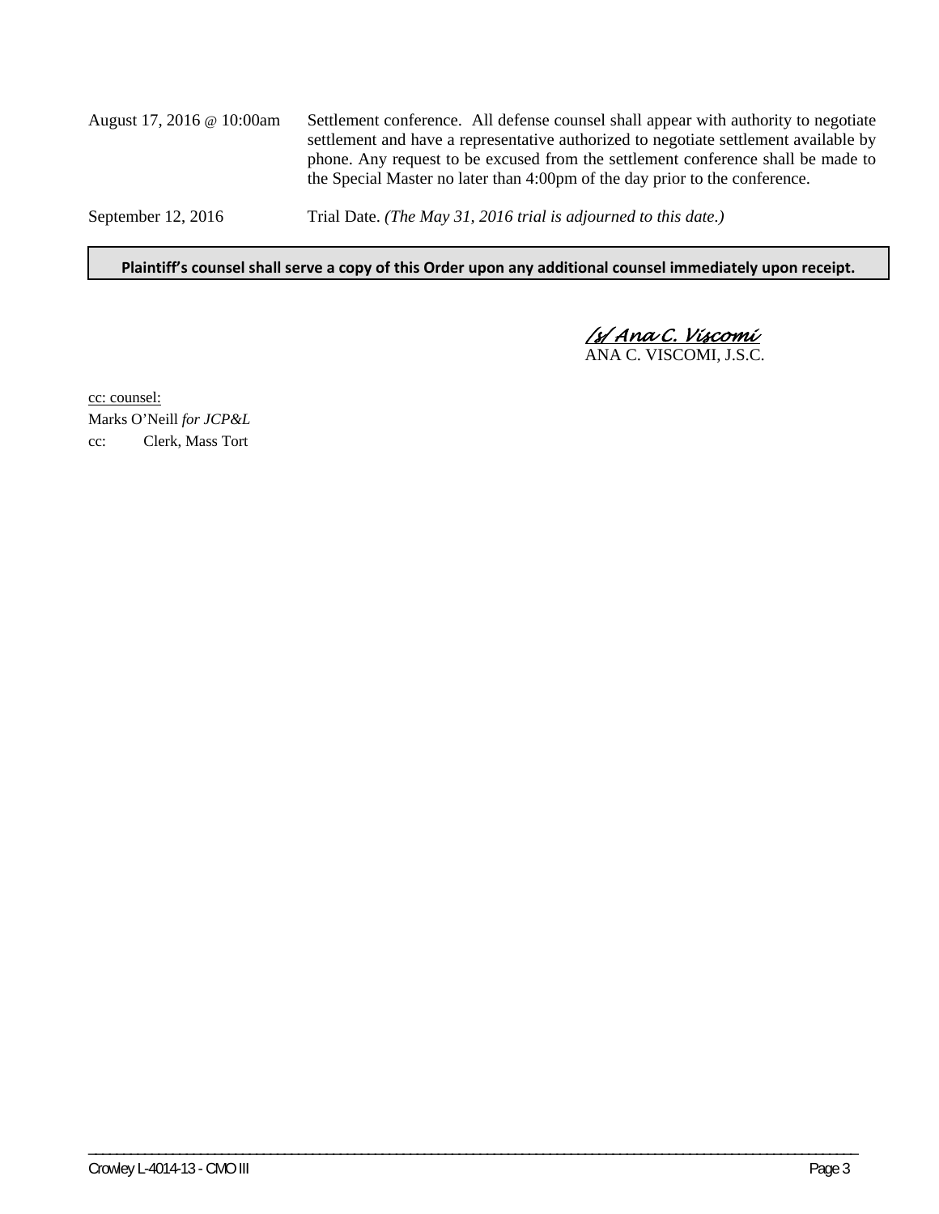| | |
|---|---|
| August 17, 2016 @ 10:00am | Settlement conference. All defense counsel shall appear with authority to negotiate settlement and have a representative authorized to negotiate settlement available by phone. Any request to be excused from the settlement conference shall be made to the Special Master no later than 4:00pm of the day prior to the conference. |
| September 12, 2016 | Trial Date. *(The May 31, 2016 trial is adjourned to this date.)* |

**Plaintiff's counsel shall serve a copy of this Order upon any additional counsel immediately upon receipt.**

*/s/ Ana C. Viscomi*
ANA C. VISCOMI, J.S.C.

cc: counsel:
Marks O'Neill *for JCP&L*
cc: Clerk, Mass Tort